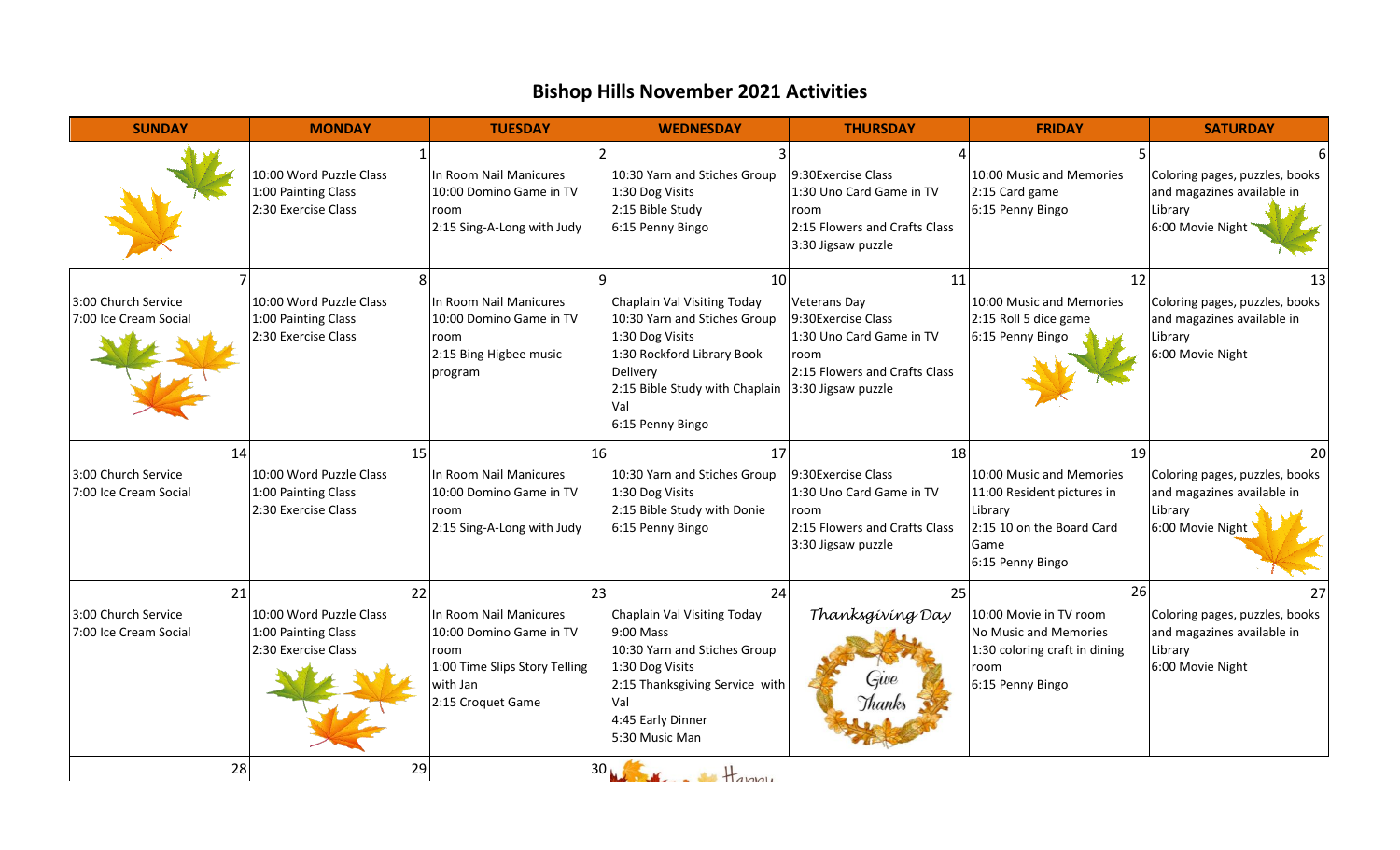# Bishop Hills November 2021 Activities

| SUNDAY | MONDAY | TUESDAY | WEDNESDAY | THURSDAY | FRIDAY | SATURDAY |
|---|---|---|---|---|---|---|
| | 1<br>10:00 Word Puzzle Class<br>1:00 Painting Class<br>2:30 Exercise Class | 2<br>In Room Nail Manicures<br>10:00 Domino Game in TV room<br>2:15 Sing-A-Long with Judy | 3<br>10:30 Yarn and Stiches Group<br>1:30 Dog Visits<br>2:15 Bible Study<br>6:15 Penny Bingo | 4<br>9:30Exercise Class<br>1:30 Uno Card Game in TV room<br>2:15 Flowers and Crafts Class<br>3:30 Jigsaw puzzle | 5<br>10:00 Music and Memories<br>2:15 Card game<br>6:15 Penny Bingo | 6<br>Coloring pages, puzzles, books and magazines available in Library<br>6:00 Movie Night |
| 7<br>3:00 Church Service<br>7:00 Ice Cream Social | 8<br>10:00 Word Puzzle Class<br>1:00 Painting Class<br>2:30 Exercise Class | 9<br>In Room Nail Manicures<br>10:00 Domino Game in TV room<br>2:15 Bing Higbee music program | 10<br>Chaplain Val Visiting Today<br>10:30 Yarn and Stiches Group<br>1:30 Dog Visits<br>1:30 Rockford Library Book Delivery<br>2:15 Bible Study with Chaplain Val<br>6:15 Penny Bingo | 11<br>Veterans Day<br>9:30Exercise Class<br>1:30 Uno Card Game in TV room<br>2:15 Flowers and Crafts Class<br>3:30 Jigsaw puzzle | 12<br>10:00 Music and Memories<br>2:15 Roll 5 dice game<br>6:15 Penny Bingo | 13<br>Coloring pages, puzzles, books and magazines available in Library<br>6:00 Movie Night |
| 14<br>3:00 Church Service<br>7:00 Ice Cream Social | 15<br>10:00 Word Puzzle Class<br>1:00 Painting Class<br>2:30 Exercise Class | 16<br>In Room Nail Manicures<br>10:00 Domino Game in TV room<br>2:15 Sing-A-Long with Judy | 17<br>10:30 Yarn and Stiches Group<br>1:30 Dog Visits<br>2:15 Bible Study with Donie<br>6:15 Penny Bingo | 18<br>9:30Exercise Class<br>1:30 Uno Card Game in TV room<br>2:15 Flowers and Crafts Class<br>3:30 Jigsaw puzzle | 19<br>10:00 Music and Memories<br>11:00 Resident pictures in Library<br>2:15 10 on the Board Card Game<br>6:15 Penny Bingo | 20<br>Coloring pages, puzzles, books and magazines available in Library<br>6:00 Movie Night |
| 21<br>3:00 Church Service<br>7:00 Ice Cream Social | 22<br>10:00 Word Puzzle Class<br>1:00 Painting Class<br>2:30 Exercise Class | 23<br>In Room Nail Manicures<br>10:00 Domino Game in TV room<br>1:00 Time Slips Story Telling with Jan<br>2:15 Croquet Game | 24<br>Chaplain Val Visiting Today<br>9:00 Mass<br>10:30 Yarn and Stiches Group<br>1:30 Dog Visits<br>2:15 Thanksgiving Service with Val<br>4:45 Early Dinner<br>5:30 Music Man | 25<br>*Thanksgiving Day*<br>Give Thanks | 26<br>10:00 Movie in TV room<br>No Music and Memories<br>1:30 coloring craft in dining room<br>6:15 Penny Bingo | 27<br>Coloring pages, puzzles, books and magazines available in Library<br>6:00 Movie Night |
| 28 | 29 | 30 | Happy | | | |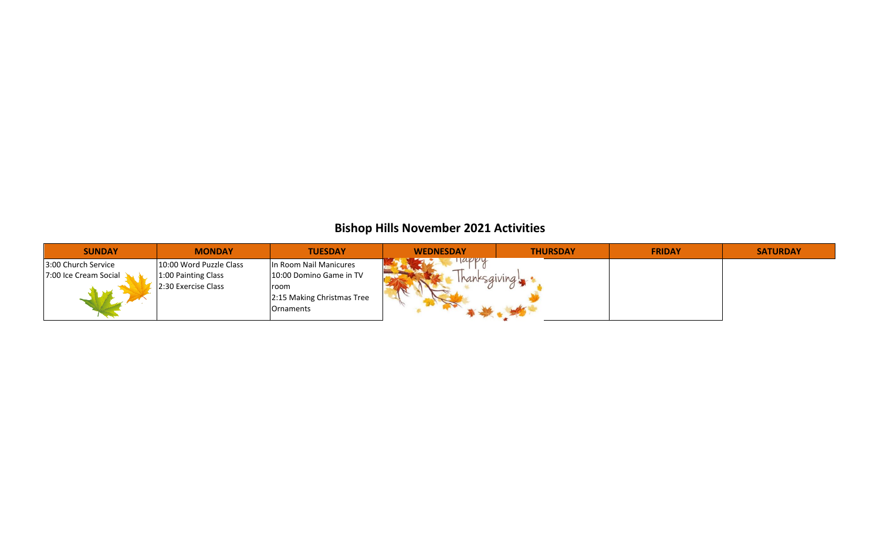## Bishop Hills November 2021 Activities

| SUNDAY | MONDAY | TUESDAY | WEDNESDAY | THURSDAY | FRIDAY | SATURDAY |
|---|---|---|---|---|---|---|
| 3:00 Church Service<br>7:00 Ice Cream Social | 10:00 Word Puzzle Class<br>1:00 Painting Class<br>2:30 Exercise Class | In Room Nail Manicures<br>10:00 Domino Game in TV room<br>2:15 Making Christmas Tree Ornaments | Happy Thanksgiving! | | | |